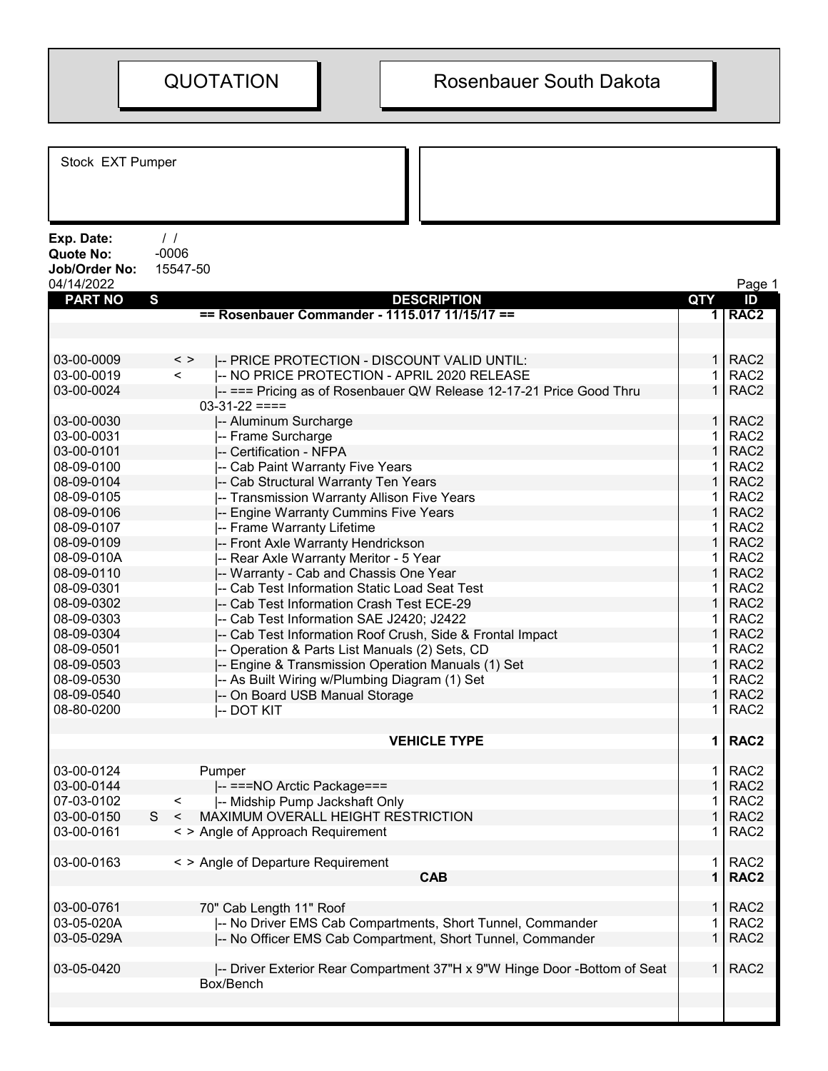# QUOTATION

# Rosenbauer South Dakota

Stock EXT Pumper

**Exp. Date:** / /
**Quote No:** -0006
**Job/Order No:** 15547-50
04/14/2022

| PART NO | S | | DESCRIPTION | QTY | ID |
|---|---|---|---|---|---|
| | | | **== Rosenbauer Commander - 1115.017 11/15/17 ==** | **1** | **RAC2** |
| 03-00-0009 | | < > | \|-- PRICE PROTECTION - DISCOUNT VALID UNTIL: | 1 | RAC2 |
| 03-00-0019 | | < | \|-- NO PRICE PROTECTION - APRIL 2020 RELEASE | 1 | RAC2 |
| 03-00-0024 | | | \|-- === Pricing as of Rosenbauer QW Release 12-17-21 Price Good Thru 03-31-22 ==== | 1 | RAC2 |
| 03-00-0030 | | | \|-- Aluminum Surcharge | 1 | RAC2 |
| 03-00-0031 | | | \|-- Frame Surcharge | 1 | RAC2 |
| 03-00-0101 | | | \|-- Certification - NFPA | 1 | RAC2 |
| 08-09-0100 | | | \|-- Cab Paint Warranty Five Years | 1 | RAC2 |
| 08-09-0104 | | | \|-- Cab Structural Warranty Ten Years | 1 | RAC2 |
| 08-09-0105 | | | \|-- Transmission Warranty Allison Five Years | 1 | RAC2 |
| 08-09-0106 | | | \|-- Engine Warranty Cummins Five Years | 1 | RAC2 |
| 08-09-0107 | | | \|-- Frame Warranty Lifetime | 1 | RAC2 |
| 08-09-0109 | | | \|-- Front Axle Warranty Hendrickson | 1 | RAC2 |
| 08-09-010A | | | \|-- Rear Axle Warranty Meritor - 5 Year | 1 | RAC2 |
| 08-09-0110 | | | \|-- Warranty - Cab and Chassis One Year | 1 | RAC2 |
| 08-09-0301 | | | \|-- Cab Test Information Static Load Seat Test | 1 | RAC2 |
| 08-09-0302 | | | \|-- Cab Test Information Crash Test ECE-29 | 1 | RAC2 |
| 08-09-0303 | | | \|-- Cab Test Information SAE J2420; J2422 | 1 | RAC2 |
| 08-09-0304 | | | \|-- Cab Test Information Roof Crush, Side & Frontal Impact | 1 | RAC2 |
| 08-09-0501 | | | \|-- Operation & Parts List Manuals (2) Sets, CD | 1 | RAC2 |
| 08-09-0503 | | | \|-- Engine & Transmission Operation Manuals (1) Set | 1 | RAC2 |
| 08-09-0530 | | | \|-- As Built Wiring w/Plumbing Diagram (1) Set | 1 | RAC2 |
| 08-09-0540 | | | \|-- On Board USB Manual Storage | 1 | RAC2 |
| 08-80-0200 | | | \|-- DOT KIT | 1 | RAC2 |
| | | | **VEHICLE TYPE** | **1** | **RAC2** |
| 03-00-0124 | | | Pumper | 1 | RAC2 |
| 03-00-0144 | | | \|-- ===NO Arctic Package=== | 1 | RAC2 |
| 07-03-0102 | | < | \|-- Midship Pump Jackshaft Only | 1 | RAC2 |
| 03-00-0150 | S | < | MAXIMUM OVERALL HEIGHT RESTRICTION | 1 | RAC2 |
| 03-00-0161 | | < > | Angle of Approach Requirement | 1 | RAC2 |
| 03-00-0163 | | < > | Angle of Departure Requirement | 1 | RAC2 |
| | | | **CAB** | **1** | **RAC2** |
| 03-00-0761 | | | 70" Cab Length 11" Roof | 1 | RAC2 |
| 03-05-020A | | | \|-- No Driver EMS Cab Compartments, Short Tunnel, Commander | 1 | RAC2 |
| 03-05-029A | | | \|-- No Officer EMS Cab Compartment, Short Tunnel, Commander | 1 | RAC2 |
| 03-05-0420 | | | \|-- Driver Exterior Rear Compartment 37"H x 9"W Hinge Door -Bottom of Seat Box/Bench | 1 | RAC2 |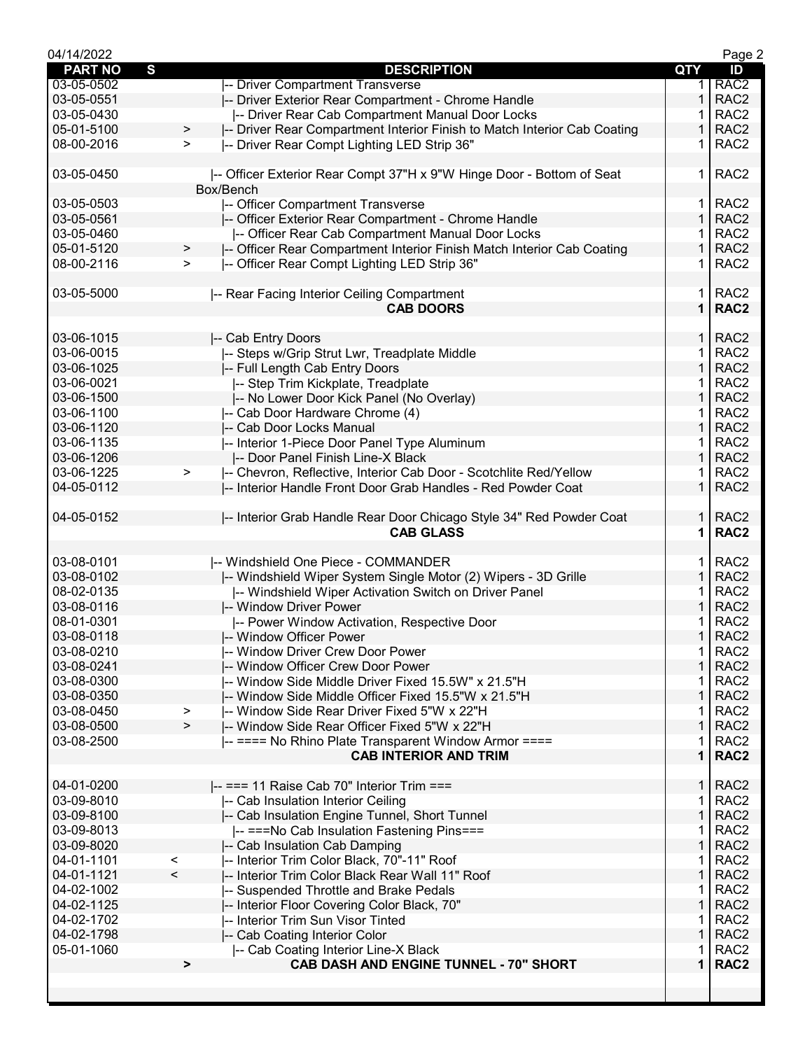| PART NO | S | DESCRIPTION | QTY | ID |
|---|---|---|---|---|
| 03-05-0502 | | \|-- Driver Compartment Transverse | 1 | RAC2 |
| 03-05-0551 | | \|-- Driver Exterior Rear Compartment - Chrome Handle | 1 | RAC2 |
| 03-05-0430 | | \|-- Driver Rear Cab Compartment Manual Door Locks | 1 | RAC2 |
| 05-01-5100 | > | \|-- Driver Rear Compartment Interior Finish to Match Interior Cab Coating | 1 | RAC2 |
| 08-00-2016 | > | \|-- Driver Rear Compt Lighting LED Strip 36" | 1 | RAC2 |
| | | | | |
| 03-05-0450 | | \|-- Officer Exterior Rear Compt 37"H x 9"W Hinge Door - Bottom of Seat Box/Bench | 1 | RAC2 |
| 03-05-0503 | | \|-- Officer Compartment Transverse | 1 | RAC2 |
| 03-05-0561 | | \|-- Officer Exterior Rear Compartment - Chrome Handle | 1 | RAC2 |
| 03-05-0460 | | \|-- Officer Rear Cab Compartment Manual Door Locks | 1 | RAC2 |
| 05-01-5120 | > | \|-- Officer Rear Compartment Interior Finish Match Interior Cab Coating | 1 | RAC2 |
| 08-00-2116 | > | \|-- Officer Rear Compt Lighting LED Strip 36" | 1 | RAC2 |
| | | | | |
| 03-05-5000 | | \|-- Rear Facing Interior Ceiling Compartment | 1 | RAC2 |
| | | **CAB DOORS** | **1** | **RAC2** |
| | | | | |
| 03-06-1015 | | \|-- Cab Entry Doors | 1 | RAC2 |
| 03-06-0015 | | \|-- Steps w/Grip Strut Lwr, Treadplate Middle | 1 | RAC2 |
| 03-06-1025 | | \|-- Full Length Cab Entry Doors | 1 | RAC2 |
| 03-06-0021 | | \|-- Step Trim Kickplate, Treadplate | 1 | RAC2 |
| 03-06-1500 | | \|-- No Lower Door Kick Panel (No Overlay) | 1 | RAC2 |
| 03-06-1100 | | \|-- Cab Door Hardware Chrome (4) | 1 | RAC2 |
| 03-06-1120 | | \|-- Cab Door Locks Manual | 1 | RAC2 |
| 03-06-1135 | | \|-- Interior 1-Piece Door Panel Type Aluminum | 1 | RAC2 |
| 03-06-1206 | | \|-- Door Panel Finish Line-X Black | 1 | RAC2 |
| 03-06-1225 | > | \|-- Chevron, Reflective, Interior Cab Door - Scotchlite Red/Yellow | 1 | RAC2 |
| 04-05-0112 | | \|-- Interior Handle Front Door Grab Handles - Red Powder Coat | 1 | RAC2 |
| | | | | |
| 04-05-0152 | | \|-- Interior Grab Handle Rear Door Chicago Style 34" Red Powder Coat | 1 | RAC2 |
| | | **CAB GLASS** | **1** | **RAC2** |
| | | | | |
| 03-08-0101 | | \|-- Windshield One Piece - COMMANDER | 1 | RAC2 |
| 03-08-0102 | | \|-- Windshield Wiper System Single Motor (2) Wipers - 3D Grille | 1 | RAC2 |
| 08-02-0135 | | \|-- Windshield Wiper Activation Switch on Driver Panel | 1 | RAC2 |
| 03-08-0116 | | \|-- Window Driver Power | 1 | RAC2 |
| 08-01-0301 | | \|-- Power Window Activation, Respective Door | 1 | RAC2 |
| 03-08-0118 | | \|-- Window Officer Power | 1 | RAC2 |
| 03-08-0210 | | \|-- Window Driver Crew Door Power | 1 | RAC2 |
| 03-08-0241 | | \|-- Window Officer Crew Door Power | 1 | RAC2 |
| 03-08-0300 | | \|-- Window Side Middle Driver Fixed 15.5W" x 21.5"H | 1 | RAC2 |
| 03-08-0350 | | \|-- Window Side Middle Officer Fixed 15.5"W x 21.5"H | 1 | RAC2 |
| 03-08-0450 | > | \|-- Window Side Rear Driver Fixed 5"W x 22"H | 1 | RAC2 |
| 03-08-0500 | > | \|-- Window Side Rear Officer Fixed 5"W x 22"H | 1 | RAC2 |
| 03-08-2500 | | \|-- ==== No Rhino Plate Transparent Window Armor ==== | 1 | RAC2 |
| | | **CAB INTERIOR AND TRIM** | **1** | **RAC2** |
| | | | | |
| 04-01-0200 | | \|-- === 11 Raise Cab 70" Interior Trim === | 1 | RAC2 |
| 03-09-8010 | | \|-- Cab Insulation Interior Ceiling | 1 | RAC2 |
| 03-09-8100 | | \|-- Cab Insulation Engine Tunnel, Short Tunnel | 1 | RAC2 |
| 03-09-8013 | | \|-- ===No Cab Insulation Fastening Pins=== | 1 | RAC2 |
| 03-09-8020 | | \|-- Cab Insulation Cab Damping | 1 | RAC2 |
| 04-01-1101 | < | \|-- Interior Trim Color Black, 70"-11" Roof | 1 | RAC2 |
| 04-01-1121 | < | \|-- Interior Trim Color Black Rear Wall 11" Roof | 1 | RAC2 |
| 04-02-1002 | | \|-- Suspended Throttle and Brake Pedals | 1 | RAC2 |
| 04-02-1125 | | \|-- Interior Floor Covering Color Black, 70" | 1 | RAC2 |
| 04-02-1702 | | \|-- Interior Trim Sun Visor Tinted | 1 | RAC2 |
| 04-02-1798 | | \|-- Cab Coating Interior Color | 1 | RAC2 |
| 05-01-1060 | | \|-- Cab Coating Interior Line-X Black | 1 | RAC2 |
| | **>** | **CAB DASH AND ENGINE TUNNEL - 70" SHORT** | **1** | **RAC2** |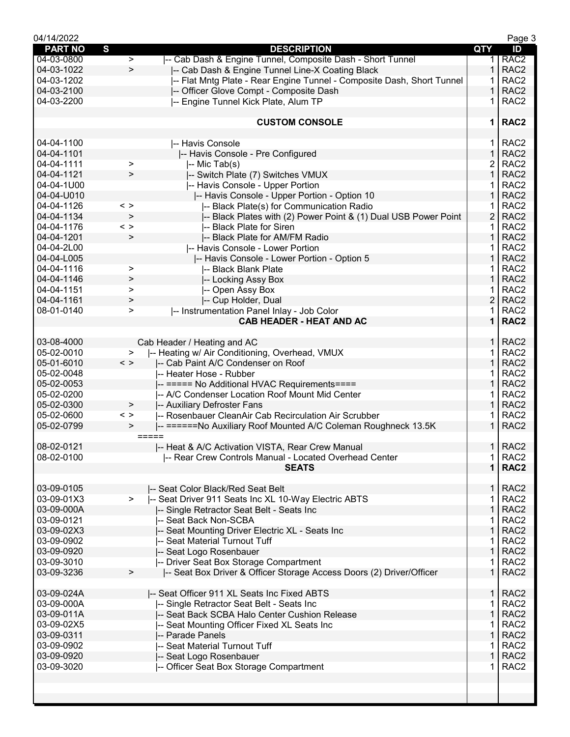| PART NO | S | DESCRIPTION | QTY | ID |
|---|---|---|---|---|
| 04-03-0800 | > | \|-- Cab Dash & Engine Tunnel, Composite Dash - Short Tunnel | 1 | RAC2 |
| 04-03-1022 | > | \|-- Cab Dash & Engine Tunnel Line-X Coating Black | 1 | RAC2 |
| 04-03-1202 | | \|-- Flat Mntg Plate - Rear Engine Tunnel - Composite Dash, Short Tunnel | 1 | RAC2 |
| 04-03-2100 | | \|-- Officer Glove Compt - Composite Dash | 1 | RAC2 |
| 04-03-2200 | | \|-- Engine Tunnel Kick Plate, Alum TP | 1 | RAC2 |
| | | | | |
| | | **CUSTOM CONSOLE** | **1** | **RAC2** |
| | | | | |
| 04-04-1100 | | \|-- Havis Console | 1 | RAC2 |
| 04-04-1101 | | \|-- Havis Console - Pre Configured | 1 | RAC2 |
| 04-04-1111 | > | \|-- Mic Tab(s) | 2 | RAC2 |
| 04-04-1121 | > | \|-- Switch Plate (7) Switches VMUX | 1 | RAC2 |
| 04-04-1U00 | | \|-- Havis Console - Upper Portion | 1 | RAC2 |
| 04-04-U010 | | \|-- Havis Console - Upper Portion - Option 10 | 1 | RAC2 |
| 04-04-1126 | < > | \|-- Black Plate(s) for Communication Radio | 1 | RAC2 |
| 04-04-1134 | > | \|-- Black Plates with (2) Power Point & (1) Dual USB Power Point | 2 | RAC2 |
| 04-04-1176 | < > | \|-- Black Plate for Siren | 1 | RAC2 |
| 04-04-1201 | > | \|-- Black Plate for AM/FM Radio | 1 | RAC2 |
| 04-04-2L00 | | \|-- Havis Console - Lower Portion | 1 | RAC2 |
| 04-04-L005 | | \|-- Havis Console - Lower Portion - Option 5 | 1 | RAC2 |
| 04-04-1116 | > | \|-- Black Blank Plate | 1 | RAC2 |
| 04-04-1146 | > | \|-- Locking Assy Box | 1 | RAC2 |
| 04-04-1151 | > | \|-- Open Assy Box | 1 | RAC2 |
| 04-04-1161 | > | \|-- Cup Holder, Dual | 2 | RAC2 |
| 08-01-0140 | > | \|-- Instrumentation Panel Inlay - Job Color | 1 | RAC2 |
| | | **CAB HEADER - HEAT AND AC** | **1** | **RAC2** |
| | | | | |
| 03-08-4000 | | Cab Header / Heating and AC | 1 | RAC2 |
| 05-02-0010 | > | \|-- Heating w/ Air Conditioning, Overhead, VMUX | 1 | RAC2 |
| 05-01-6010 | < > | \|-- Cab Paint A/C Condenser on Roof | 1 | RAC2 |
| 05-02-0048 | | \|-- Heater Hose - Rubber | 1 | RAC2 |
| 05-02-0053 | | \|-- ===== No Additional HVAC Requirements==== | 1 | RAC2 |
| 05-02-0200 | | \|-- A/C Condenser Location Roof Mount Mid Center | 1 | RAC2 |
| 05-02-0300 | > | \|-- Auxiliary Defroster Fans | 1 | RAC2 |
| 05-02-0600 | < > | \|-- Rosenbauer CleanAir Cab Recirculation Air Scrubber | 1 | RAC2 |
| 05-02-0799 | > | \|-- ======No Auxiliary Roof Mounted A/C Coleman Roughneck 13.5K ===== | 1 | RAC2 |
| 08-02-0121 | | \|-- Heat & A/C Activation VISTA, Rear Crew Manual | 1 | RAC2 |
| 08-02-0100 | | \|-- Rear Crew Controls Manual - Located Overhead Center | 1 | RAC2 |
| | | **SEATS** | **1** | **RAC2** |
| | | | | |
| 03-09-0105 | | \|-- Seat Color Black/Red Seat Belt | 1 | RAC2 |
| 03-09-01X3 | > | \|-- Seat Driver 911 Seats Inc XL 10-Way Electric ABTS | 1 | RAC2 |
| 03-09-000A | | \|-- Single Retractor Seat Belt - Seats Inc | 1 | RAC2 |
| 03-09-0121 | | \|-- Seat Back Non-SCBA | 1 | RAC2 |
| 03-09-02X3 | | \|-- Seat Mounting Driver Electric XL - Seats Inc | 1 | RAC2 |
| 03-09-0902 | | \|-- Seat Material Turnout Tuff | 1 | RAC2 |
| 03-09-0920 | | \|-- Seat Logo Rosenbauer | 1 | RAC2 |
| 03-09-3010 | | \|-- Driver Seat Box Storage Compartment | 1 | RAC2 |
| 03-09-3236 | > | \|-- Seat Box Driver & Officer Storage Access Doors (2) Driver/Officer | 1 | RAC2 |
| | | | | |
| 03-09-024A | | \|-- Seat Officer 911 XL Seats Inc Fixed ABTS | 1 | RAC2 |
| 03-09-000A | | \|-- Single Retractor Seat Belt - Seats Inc | 1 | RAC2 |
| 03-09-011A | | \|-- Seat Back SCBA Halo Center Cushion Release | 1 | RAC2 |
| 03-09-02X5 | | \|-- Seat Mounting Officer Fixed XL Seats Inc | 1 | RAC2 |
| 03-09-0311 | | \|-- Parade Panels | 1 | RAC2 |
| 03-09-0902 | | \|-- Seat Material Turnout Tuff | 1 | RAC2 |
| 03-09-0920 | | \|-- Seat Logo Rosenbauer | 1 | RAC2 |
| 03-09-3020 | | \|-- Officer Seat Box Storage Compartment | 1 | RAC2 |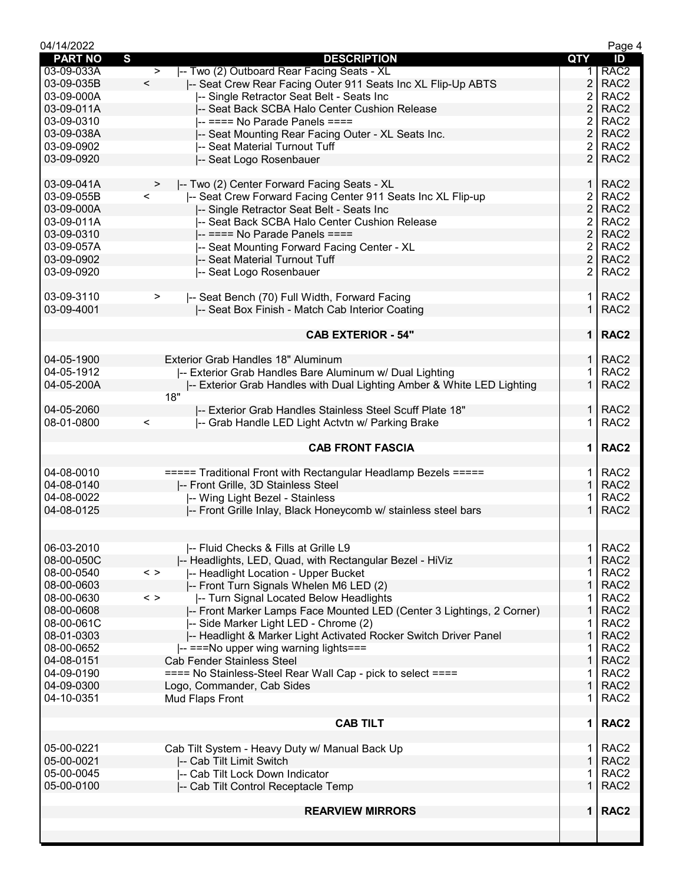| PART NO | S | DESCRIPTION | QTY | ID |
|---|---|---|---|---|
| 03-09-033A | > | \|-- Two (2) Outboard Rear Facing Seats - XL | 1 | RAC2 |
| 03-09-035B | < | \|-- Seat Crew Rear Facing Outer 911 Seats Inc XL Flip-Up ABTS | 2 | RAC2 |
| 03-09-000A | | \|-- Single Retractor Seat Belt - Seats Inc | 2 | RAC2 |
| 03-09-011A | | \|-- Seat Back SCBA Halo Center Cushion Release | 2 | RAC2 |
| 03-09-0310 | | \|-- ==== No Parade Panels ==== | 2 | RAC2 |
| 03-09-038A | | \|-- Seat Mounting Rear Facing Outer - XL Seats Inc. | 2 | RAC2 |
| 03-09-0902 | | \|-- Seat Material Turnout Tuff | 2 | RAC2 |
| 03-09-0920 | | \|-- Seat Logo Rosenbauer | 2 | RAC2 |
| | | | | |
| 03-09-041A | > | \|-- Two (2) Center Forward Facing Seats - XL | 1 | RAC2 |
| 03-09-055B | < | \|-- Seat Crew Forward Facing Center 911 Seats Inc XL Flip-up | 2 | RAC2 |
| 03-09-000A | | \|-- Single Retractor Seat Belt - Seats Inc | 2 | RAC2 |
| 03-09-011A | | \|-- Seat Back SCBA Halo Center Cushion Release | 2 | RAC2 |
| 03-09-0310 | | \|-- ==== No Parade Panels ==== | 2 | RAC2 |
| 03-09-057A | | \|-- Seat Mounting Forward Facing Center - XL | 2 | RAC2 |
| 03-09-0902 | | \|-- Seat Material Turnout Tuff | 2 | RAC2 |
| 03-09-0920 | | \|-- Seat Logo Rosenbauer | 2 | RAC2 |
| | | | | |
| 03-09-3110 | > | \|-- Seat Bench (70) Full Width, Forward Facing | 1 | RAC2 |
| 03-09-4001 | | \|-- Seat Box Finish - Match Cab Interior Coating | 1 | RAC2 |
| | | | | |
| | | **CAB EXTERIOR - 54"** | **1** | **RAC2** |
| | | | | |
| 04-05-1900 | | Exterior Grab Handles 18" Aluminum | 1 | RAC2 |
| 04-05-1912 | | \|-- Exterior Grab Handles Bare Aluminum w/ Dual Lighting | 1 | RAC2 |
| 04-05-200A | | \|-- Exterior Grab Handles with Dual Lighting Amber & White LED Lighting 18" | 1 | RAC2 |
| 04-05-2060 | | \|-- Exterior Grab Handles Stainless Steel Scuff Plate 18" | 1 | RAC2 |
| 08-01-0800 | < | \|-- Grab Handle LED Light Actvtn w/ Parking Brake | 1 | RAC2 |
| | | | | |
| | | **CAB FRONT FASCIA** | **1** | **RAC2** |
| | | | | |
| 04-08-0010 | | ===== Traditional Front with Rectangular Headlamp Bezels ===== | 1 | RAC2 |
| 04-08-0140 | | \|-- Front Grille, 3D Stainless Steel | 1 | RAC2 |
| 04-08-0022 | | \|-- Wing Light Bezel - Stainless | 1 | RAC2 |
| 04-08-0125 | | \|-- Front Grille Inlay, Black Honeycomb w/ stainless steel bars | 1 | RAC2 |
| | | | | |
| | | | | |
| 06-03-2010 | | \|-- Fluid Checks & Fills at Grille L9 | 1 | RAC2 |
| 08-00-050C | | \|-- Headlights, LED, Quad, with Rectangular Bezel - HiViz | 1 | RAC2 |
| 08-00-0540 | < > | \|-- Headlight Location - Upper Bucket | 1 | RAC2 |
| 08-00-0603 | | \|-- Front Turn Signals Whelen M6 LED (2) | 1 | RAC2 |
| 08-00-0630 | < > | \|-- Turn Signal Located Below Headlights | 1 | RAC2 |
| 08-00-0608 | | \|-- Front Marker Lamps Face Mounted LED (Center 3 Lightings, 2 Corner) | 1 | RAC2 |
| 08-00-061C | | \|-- Side Marker Light LED - Chrome (2) | 1 | RAC2 |
| 08-01-0303 | | \|-- Headlight & Marker Light Activated Rocker Switch Driver Panel | 1 | RAC2 |
| 08-00-0652 | | \|-- ===No upper wing warning lights=== | 1 | RAC2 |
| 04-08-0151 | | Cab Fender Stainless Steel | 1 | RAC2 |
| 04-09-0190 | | ==== No Stainless-Steel Rear Wall Cap - pick to select ==== | 1 | RAC2 |
| 04-09-0300 | | Logo, Commander, Cab Sides | 1 | RAC2 |
| 04-10-0351 | | Mud Flaps Front | 1 | RAC2 |
| | | | | |
| | | **CAB TILT** | **1** | **RAC2** |
| | | | | |
| 05-00-0221 | | Cab Tilt System - Heavy Duty w/ Manual Back Up | 1 | RAC2 |
| 05-00-0021 | | \|-- Cab Tilt Limit Switch | 1 | RAC2 |
| 05-00-0045 | | \|-- Cab Tilt Lock Down Indicator | 1 | RAC2 |
| 05-00-0100 | | \|-- Cab Tilt Control Receptacle Temp | 1 | RAC2 |
| | | | | |
| | | **REARVIEW MIRRORS** | **1** | **RAC2** |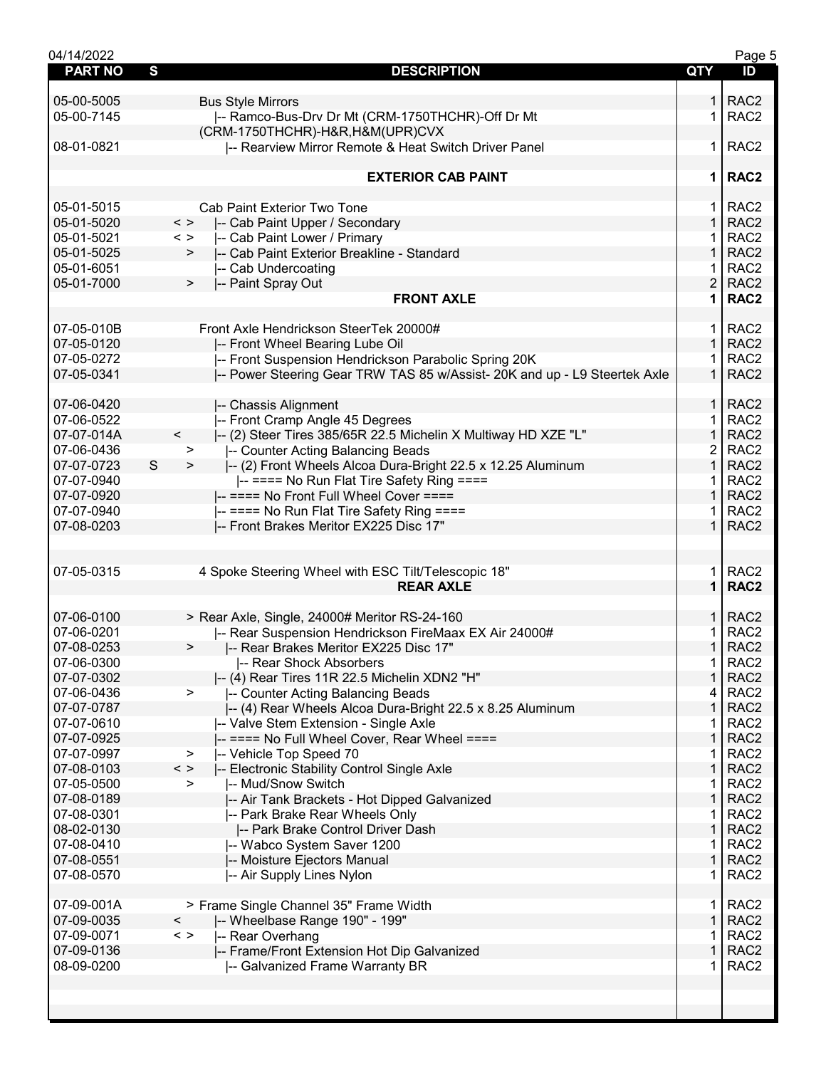| PART NO | S | | DESCRIPTION | QTY | ID |
|---|---|---|---|---|---|
| 05-00-5005 | | | Bus Style Mirrors | 1 | RAC2 |
| 05-00-7145 | | | \|-- Ramco-Bus-Drv Dr Mt (CRM-1750THCHR)-Off Dr Mt (CRM-1750THCHR)-H&R,H&M(UPR)CVX | 1 | RAC2 |
| 08-01-0821 | | | \|-- Rearview Mirror Remote & Heat Switch Driver Panel | 1 | RAC2 |
| | | | **EXTERIOR CAB PAINT** | **1** | **RAC2** |
| 05-01-5015 | | | Cab Paint Exterior Two Tone | 1 | RAC2 |
| 05-01-5020 | | < > | \|-- Cab Paint Upper / Secondary | 1 | RAC2 |
| 05-01-5021 | | < > | \|-- Cab Paint Lower / Primary | 1 | RAC2 |
| 05-01-5025 | | > | \|-- Cab Paint Exterior Breakline - Standard | 1 | RAC2 |
| 05-01-6051 | | | \|-- Cab Undercoating | 1 | RAC2 |
| 05-01-7000 | | > | \|-- Paint Spray Out | 2 | RAC2 |
| | | | **FRONT AXLE** | **1** | **RAC2** |
| 07-05-010B | | | Front Axle Hendrickson SteerTek 20000# | 1 | RAC2 |
| 07-05-0120 | | | \|-- Front Wheel Bearing Lube Oil | 1 | RAC2 |
| 07-05-0272 | | | \|-- Front Suspension Hendrickson Parabolic Spring 20K | 1 | RAC2 |
| 07-05-0341 | | | \|-- Power Steering Gear TRW TAS 85 w/Assist- 20K and up - L9 Steertek Axle | 1 | RAC2 |
| 07-06-0420 | | | \|-- Chassis Alignment | 1 | RAC2 |
| 07-06-0522 | | | \|-- Front Cramp Angle 45 Degrees | 1 | RAC2 |
| 07-07-014A | | < | \|-- (2) Steer Tires 385/65R 22.5 Michelin X Multiway HD XZE "L" | 1 | RAC2 |
| 07-06-0436 | | > | \|-- Counter Acting Balancing Beads | 2 | RAC2 |
| 07-07-0723 | S | > | \|-- (2) Front Wheels Alcoa Dura-Bright 22.5 x 12.25 Aluminum | 1 | RAC2 |
| 07-07-0940 | | | \|-- ==== No Run Flat Tire Safety Ring ==== | 1 | RAC2 |
| 07-07-0920 | | | \|-- ==== No Front Full Wheel Cover ==== | 1 | RAC2 |
| 07-07-0940 | | | \|-- ==== No Run Flat Tire Safety Ring ==== | 1 | RAC2 |
| 07-08-0203 | | | \|-- Front Brakes Meritor EX225 Disc 17" | 1 | RAC2 |
| 07-05-0315 | | | 4 Spoke Steering Wheel with ESC Tilt/Telescopic 18" | 1 | RAC2 |
| | | | **REAR AXLE** | **1** | **RAC2** |
| 07-06-0100 | | | > Rear Axle, Single, 24000# Meritor RS-24-160 | 1 | RAC2 |
| 07-06-0201 | | | \|-- Rear Suspension Hendrickson FireMaax EX Air 24000# | 1 | RAC2 |
| 07-08-0253 | | > | \|-- Rear Brakes Meritor EX225 Disc 17" | 1 | RAC2 |
| 07-06-0300 | | | \|-- Rear Shock Absorbers | 1 | RAC2 |
| 07-07-0302 | | | \|-- (4) Rear Tires 11R 22.5 Michelin XDN2 "H" | 1 | RAC2 |
| 07-06-0436 | | > | \|-- Counter Acting Balancing Beads | 4 | RAC2 |
| 07-07-0787 | | | \|-- (4) Rear Wheels Alcoa Dura-Bright 22.5 x 8.25 Aluminum | 1 | RAC2 |
| 07-07-0610 | | | \|-- Valve Stem Extension - Single Axle | 1 | RAC2 |
| 07-07-0925 | | | \|-- ==== No Full Wheel Cover, Rear Wheel ==== | 1 | RAC2 |
| 07-07-0997 | | > | \|-- Vehicle Top Speed 70 | 1 | RAC2 |
| 07-08-0103 | | < > | \|-- Electronic Stability Control Single Axle | 1 | RAC2 |
| 07-05-0500 | | > | \|-- Mud/Snow Switch | 1 | RAC2 |
| 07-08-0189 | | | \|-- Air Tank Brackets - Hot Dipped Galvanized | 1 | RAC2 |
| 07-08-0301 | | | \|-- Park Brake Rear Wheels Only | 1 | RAC2 |
| 08-02-0130 | | | \|-- Park Brake Control Driver Dash | 1 | RAC2 |
| 07-08-0410 | | | \|-- Wabco System Saver 1200 | 1 | RAC2 |
| 07-08-0551 | | | \|-- Moisture Ejectors Manual | 1 | RAC2 |
| 07-08-0570 | | | \|-- Air Supply Lines Nylon | 1 | RAC2 |
| 07-09-001A | | | > Frame Single Channel 35" Frame Width | 1 | RAC2 |
| 07-09-0035 | | < | \|-- Wheelbase Range 190" - 199" | 1 | RAC2 |
| 07-09-0071 | | < > | \|-- Rear Overhang | 1 | RAC2 |
| 07-09-0136 | | | \|-- Frame/Front Extension Hot Dip Galvanized | 1 | RAC2 |
| 08-09-0200 | | | \|-- Galvanized Frame Warranty BR | 1 | RAC2 |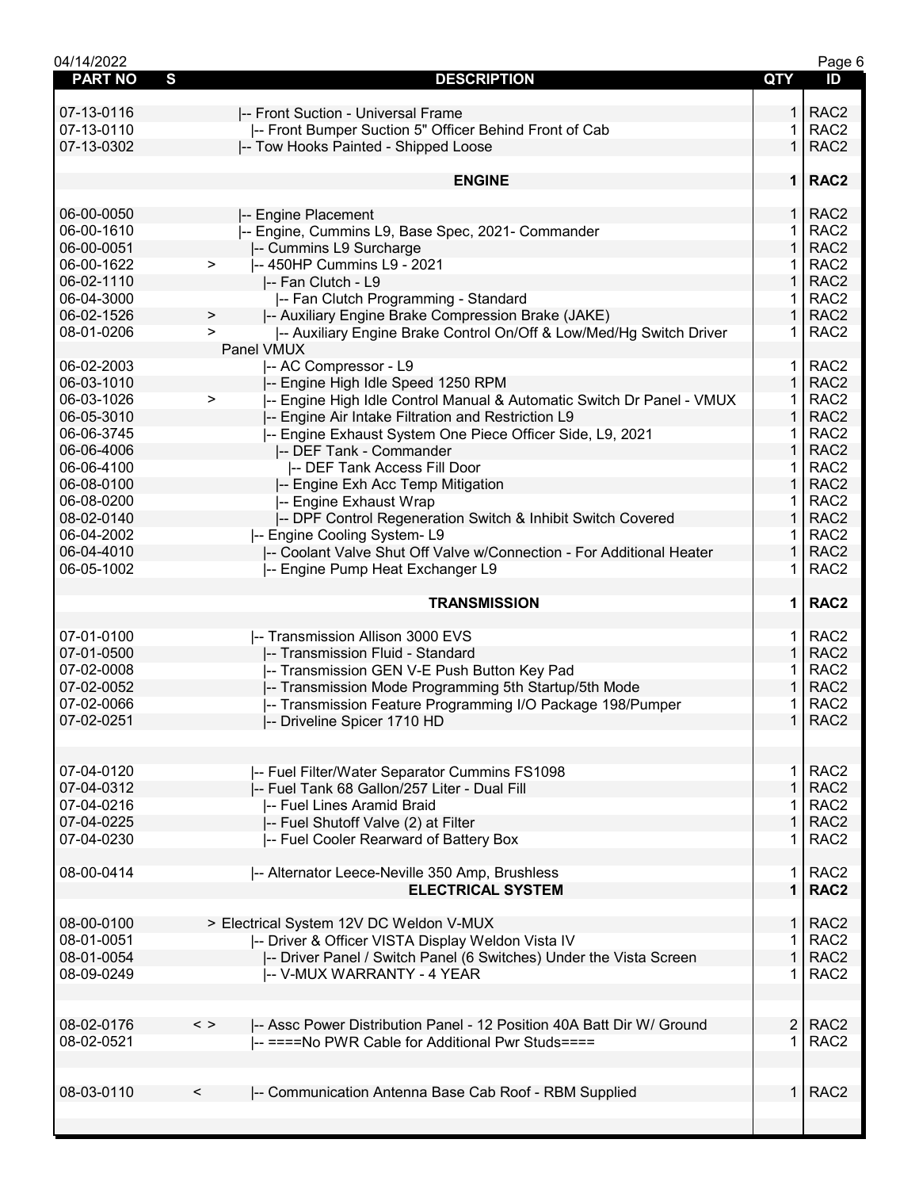| PART NO | S | DESCRIPTION | QTY | ID |
|---|---|---|---|---|
| 07-13-0116 | | \|-- Front Suction - Universal Frame | 1 | RAC2 |
| 07-13-0110 | | \|-- Front Bumper Suction 5" Officer Behind Front of Cab | 1 | RAC2 |
| 07-13-0302 | | \|-- Tow Hooks Painted - Shipped Loose | 1 | RAC2 |
| | | **ENGINE** | **1** | **RAC2** |
| 06-00-0050 | | \|-- Engine Placement | 1 | RAC2 |
| 06-00-1610 | | \|-- Engine, Cummins L9, Base Spec, 2021- Commander | 1 | RAC2 |
| 06-00-0051 | | \|-- Cummins L9 Surcharge | 1 | RAC2 |
| 06-00-1622 | > | \|-- 450HP Cummins L9 - 2021 | 1 | RAC2 |
| 06-02-1110 | | \|-- Fan Clutch - L9 | 1 | RAC2 |
| 06-04-3000 | | \|-- Fan Clutch Programming - Standard | 1 | RAC2 |
| 06-02-1526 | > | \|-- Auxiliary Engine Brake Compression Brake (JAKE) | 1 | RAC2 |
| 08-01-0206 | > | \|-- Auxiliary Engine Brake Control On/Off & Low/Med/Hg Switch Driver Panel VMUX | 1 | RAC2 |
| 06-02-2003 | | \|-- AC Compressor - L9 | 1 | RAC2 |
| 06-03-1010 | | \|-- Engine High Idle Speed 1250 RPM | 1 | RAC2 |
| 06-03-1026 | > | \|-- Engine High Idle Control Manual & Automatic Switch Dr Panel - VMUX | 1 | RAC2 |
| 06-05-3010 | | \|-- Engine Air Intake Filtration and Restriction L9 | 1 | RAC2 |
| 06-06-3745 | | \|-- Engine Exhaust System One Piece Officer Side, L9, 2021 | 1 | RAC2 |
| 06-06-4006 | | \|-- DEF Tank - Commander | 1 | RAC2 |
| 06-06-4100 | | \|-- DEF Tank Access Fill Door | 1 | RAC2 |
| 06-08-0100 | | \|-- Engine Exh Acc Temp Mitigation | 1 | RAC2 |
| 06-08-0200 | | \|-- Engine Exhaust Wrap | 1 | RAC2 |
| 08-02-0140 | | \|-- DPF Control Regeneration Switch & Inhibit Switch Covered | 1 | RAC2 |
| 06-04-2002 | | \|-- Engine Cooling System- L9 | 1 | RAC2 |
| 06-04-4010 | | \|-- Coolant Valve Shut Off Valve w/Connection - For Additional Heater | 1 | RAC2 |
| 06-05-1002 | | \|-- Engine Pump Heat Exchanger L9 | 1 | RAC2 |
| | | **TRANSMISSION** | **1** | **RAC2** |
| 07-01-0100 | | \|-- Transmission Allison 3000 EVS | 1 | RAC2 |
| 07-01-0500 | | \|-- Transmission Fluid - Standard | 1 | RAC2 |
| 07-02-0008 | | \|-- Transmission GEN V-E Push Button Key Pad | 1 | RAC2 |
| 07-02-0052 | | \|-- Transmission Mode Programming 5th Startup/5th Mode | 1 | RAC2 |
| 07-02-0066 | | \|-- Transmission Feature Programming I/O Package 198/Pumper | 1 | RAC2 |
| 07-02-0251 | | \|-- Driveline Spicer 1710 HD | 1 | RAC2 |
| 07-04-0120 | | \|-- Fuel Filter/Water Separator Cummins FS1098 | 1 | RAC2 |
| 07-04-0312 | | \|-- Fuel Tank 68 Gallon/257 Liter - Dual Fill | 1 | RAC2 |
| 07-04-0216 | | \|-- Fuel Lines Aramid Braid | 1 | RAC2 |
| 07-04-0225 | | \|-- Fuel Shutoff Valve (2) at Filter | 1 | RAC2 |
| 07-04-0230 | | \|-- Fuel Cooler Rearward of Battery Box | 1 | RAC2 |
| 08-00-0414 | | \|-- Alternator Leece-Neville 350 Amp, Brushless | 1 | RAC2 |
| | | **ELECTRICAL SYSTEM** | **1** | **RAC2** |
| 08-00-0100 | | > Electrical System 12V DC Weldon V-MUX | 1 | RAC2 |
| 08-01-0051 | | \|-- Driver & Officer VISTA Display Weldon Vista IV | 1 | RAC2 |
| 08-01-0054 | | \|-- Driver Panel / Switch Panel (6 Switches) Under the Vista Screen | 1 | RAC2 |
| 08-09-0249 | | \|-- V-MUX WARRANTY - 4 YEAR | 1 | RAC2 |
| 08-02-0176 | < > | \|-- Assc Power Distribution Panel - 12 Position 40A Batt Dir W/ Ground | 2 | RAC2 |
| 08-02-0521 | | \|-- ====No PWR Cable for Additional Pwr Studs==== | 1 | RAC2 |
| 08-03-0110 | < | \|-- Communication Antenna Base Cab Roof - RBM Supplied | 1 | RAC2 |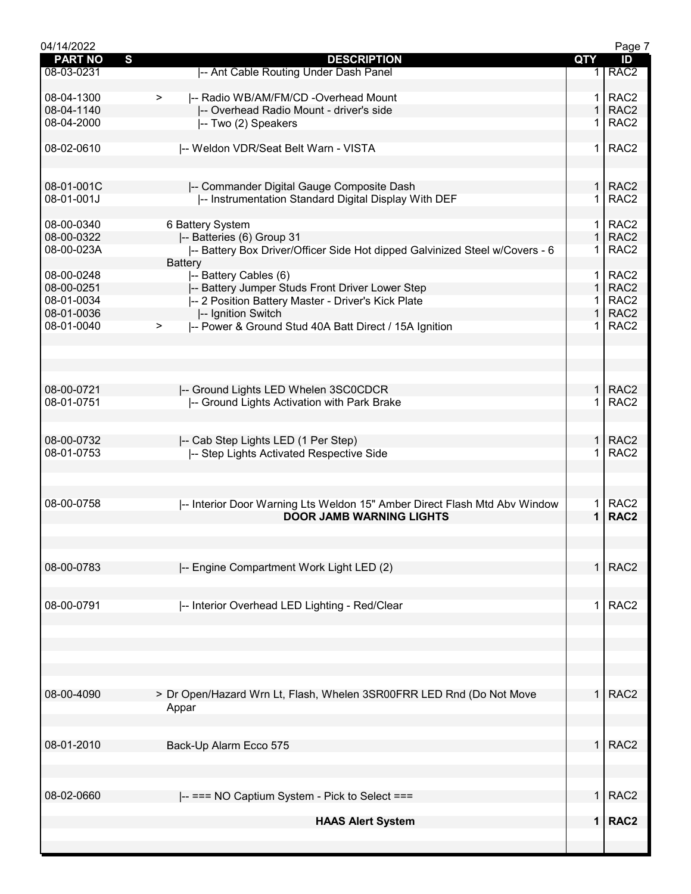| PART NO | S | DESCRIPTION | QTY | ID |
|---|---|---|---|---|
| 08-03-0231 | | \|-- Ant Cable Routing Under Dash Panel | 1 | RAC2 |
| | | | | |
| 08-04-1300 | > | \|-- Radio WB/AM/FM/CD -Overhead Mount | 1 | RAC2 |
| 08-04-1140 | | \|-- Overhead Radio Mount - driver's side | 1 | RAC2 |
| 08-04-2000 | | \|-- Two (2) Speakers | 1 | RAC2 |
| | | | | |
| 08-02-0610 | | \|-- Weldon VDR/Seat Belt Warn - VISTA | 1 | RAC2 |
| | | | | |
| 08-01-001C | | \|-- Commander Digital Gauge Composite Dash | 1 | RAC2 |
| 08-01-001J | | \|-- Instrumentation Standard Digital Display With DEF | 1 | RAC2 |
| | | | | |
| 08-00-0340 | | 6 Battery System | 1 | RAC2 |
| 08-00-0322 | | \|-- Batteries (6) Group 31 | 1 | RAC2 |
| 08-00-023A | | \|-- Battery Box Driver/Officer Side Hot dipped Galvinized Steel w/Covers - 6 Battery | 1 | RAC2 |
| 08-00-0248 | | \|-- Battery Cables (6) | 1 | RAC2 |
| 08-00-0251 | | \|-- Battery Jumper Studs Front Driver Lower Step | 1 | RAC2 |
| 08-01-0034 | | \|-- 2 Position Battery Master - Driver's Kick Plate | 1 | RAC2 |
| 08-01-0036 | | \|-- Ignition Switch | 1 | RAC2 |
| 08-01-0040 | > | \|-- Power & Ground Stud 40A Batt Direct / 15A Ignition | 1 | RAC2 |
| | | | | |
| 08-00-0721 | | \|-- Ground Lights LED Whelen 3SC0CDCR | 1 | RAC2 |
| 08-01-0751 | | \|-- Ground Lights Activation with Park Brake | 1 | RAC2 |
| | | | | |
| 08-00-0732 | | \|-- Cab Step Lights LED (1 Per Step) | 1 | RAC2 |
| 08-01-0753 | | \|-- Step Lights Activated Respective Side | 1 | RAC2 |
| | | | | |
| 08-00-0758 | | \|-- Interior Door Warning Lts Weldon 15" Amber Direct Flash Mtd Abv Window | 1 | RAC2 |
| | | **DOOR JAMB WARNING LIGHTS** | **1** | **RAC2** |
| | | | | |
| 08-00-0783 | | \|-- Engine Compartment Work Light LED (2) | 1 | RAC2 |
| | | | | |
| 08-00-0791 | | \|-- Interior Overhead LED Lighting - Red/Clear | 1 | RAC2 |
| | | | | |
| 08-00-4090 | | > Dr Open/Hazard Wrn Lt, Flash, Whelen 3SR00FRR LED Rnd (Do Not Move Appar | 1 | RAC2 |
| | | | | |
| 08-01-2010 | | Back-Up Alarm Ecco 575 | 1 | RAC2 |
| | | | | |
| 08-02-0660 | | \|-- === NO Captium System - Pick to Select === | 1 | RAC2 |
| | | **HAAS Alert System** | **1** | **RAC2** |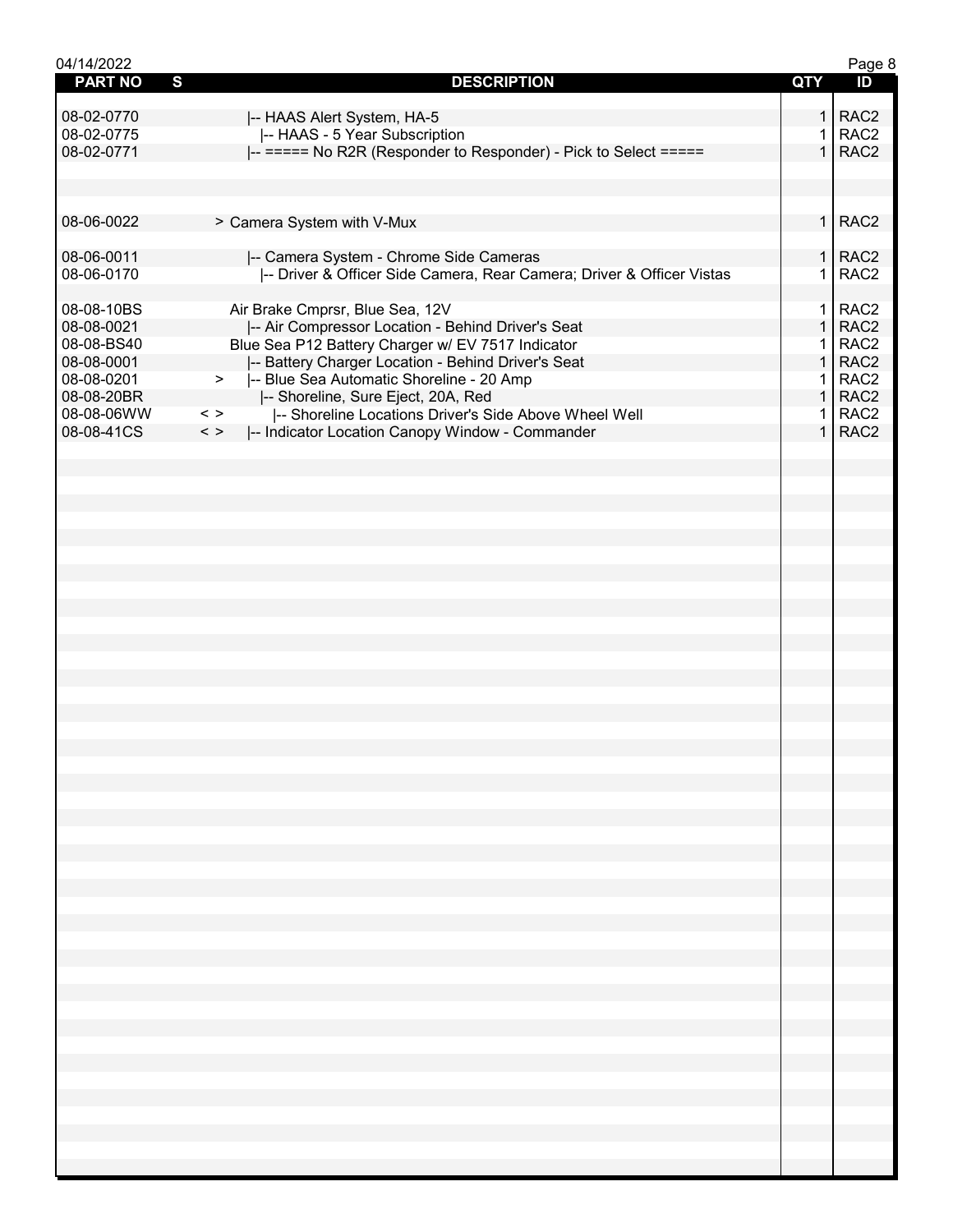| PART NO | S | DESCRIPTION | QTY | ID |
|---|---|---|---|---|
| 08-02-0770 | | \|-- HAAS Alert System, HA-5 | 1 | RAC2 |
| 08-02-0775 | | \|-- HAAS - 5 Year Subscription | 1 | RAC2 |
| 08-02-0771 | | \|-- ===== No R2R (Responder to Responder) - Pick to Select ===== | 1 | RAC2 |
| 08-06-0022 | | > Camera System with V-Mux | 1 | RAC2 |
| 08-06-0011 | | \|-- Camera System - Chrome Side Cameras | 1 | RAC2 |
| 08-06-0170 | | \|-- Driver & Officer Side Camera, Rear Camera; Driver & Officer Vistas | 1 | RAC2 |
| 08-08-10BS | | Air Brake Cmprsr, Blue Sea, 12V | 1 | RAC2 |
| 08-08-0021 | | \|-- Air Compressor Location - Behind Driver's Seat | 1 | RAC2 |
| 08-08-BS40 | | Blue Sea P12 Battery Charger w/ EV 7517 Indicator | 1 | RAC2 |
| 08-08-0001 | | \|-- Battery Charger Location - Behind Driver's Seat | 1 | RAC2 |
| 08-08-0201 | > | \|-- Blue Sea Automatic Shoreline - 20 Amp | 1 | RAC2 |
| 08-08-20BR | | \|-- Shoreline, Sure Eject, 20A, Red | 1 | RAC2 |
| 08-08-06WW | < > | \|-- Shoreline Locations Driver's Side Above Wheel Well | 1 | RAC2 |
| 08-08-41CS | < > | \|-- Indicator Location Canopy Window - Commander | 1 | RAC2 |